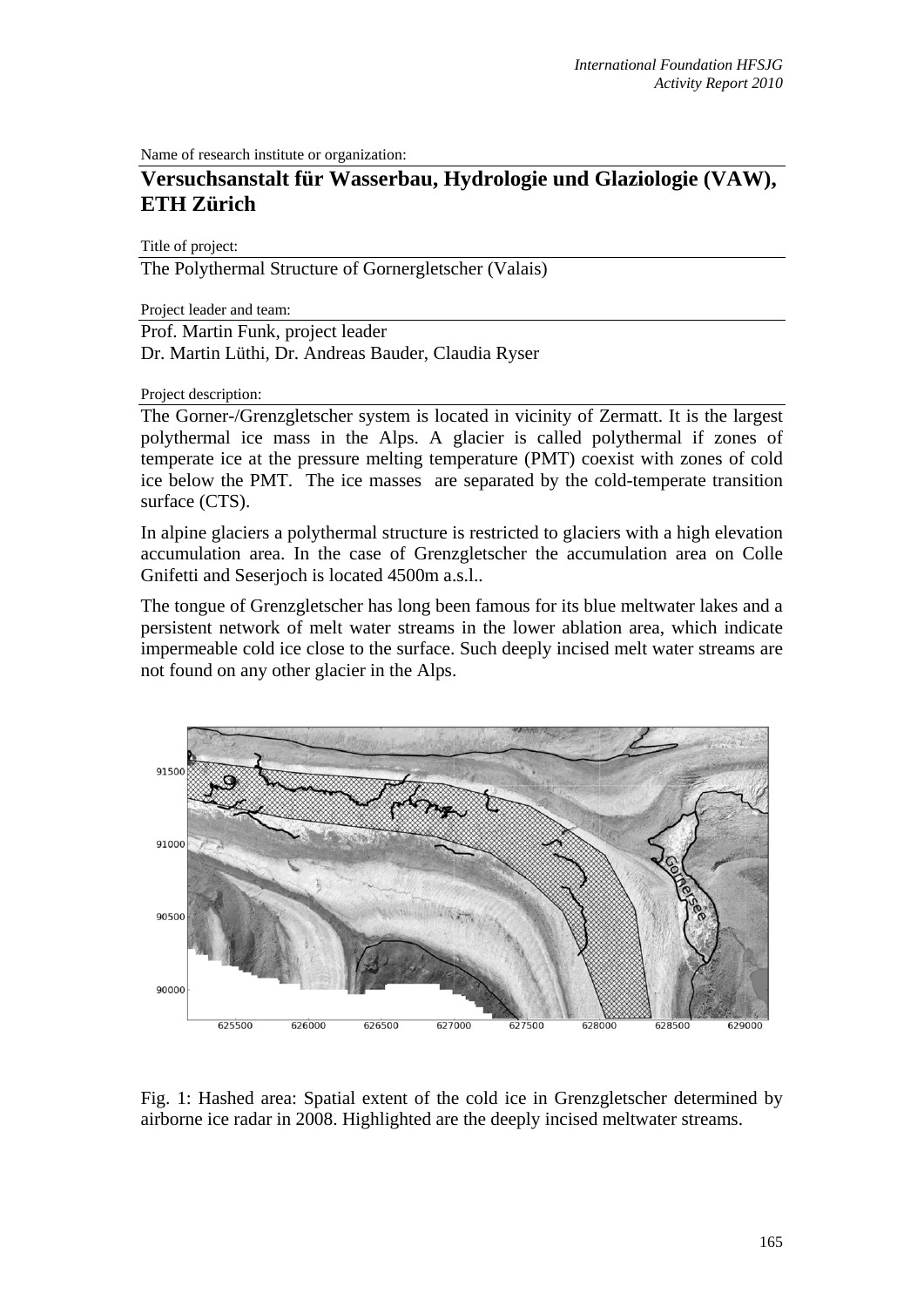Name of research institute or organization:

# Versuchsanstalt für Wasserbau, Hydrologie und Glaziologie (VAW), ETH Zürich

Title of project:

The Polythermal Structure of Gornergletscher (Valais)

Project leader and team:

Prof. Martin Funk, project leader
Dr. Martin Lüthi, Dr. Andreas Bauder, Claudia Ryser

Project description:

The Gorner-/Grenzgletscher system is located in vicinity of Zermatt. It is the largest polythermal ice mass in the Alps. A glacier is called polythermal if zones of temperate ice at the pressure melting temperature (PMT) coexist with zones of cold ice below the PMT. The ice masses are separated by the cold-temperate transition surface (CTS).

In alpine glaciers a polythermal structure is restricted to glaciers with a high elevation accumulation area. In the case of Grenzgletscher the accumulation area on Colle Gnifetti and Seserjoch is located 4500m a.s.l..

The tongue of Grenzgletscher has long been famous for its blue meltwater lakes and a persistent network of melt water streams in the lower ablation area, which indicate impermeable cold ice close to the surface. Such deeply incised melt water streams are not found on any other glacier in the Alps.

Fig. 1: Hashed area: Spatial extent of the cold ice in Grenzgletscher determined by airborne ice radar in 2008. Highlighted are the deeply incised meltwater streams.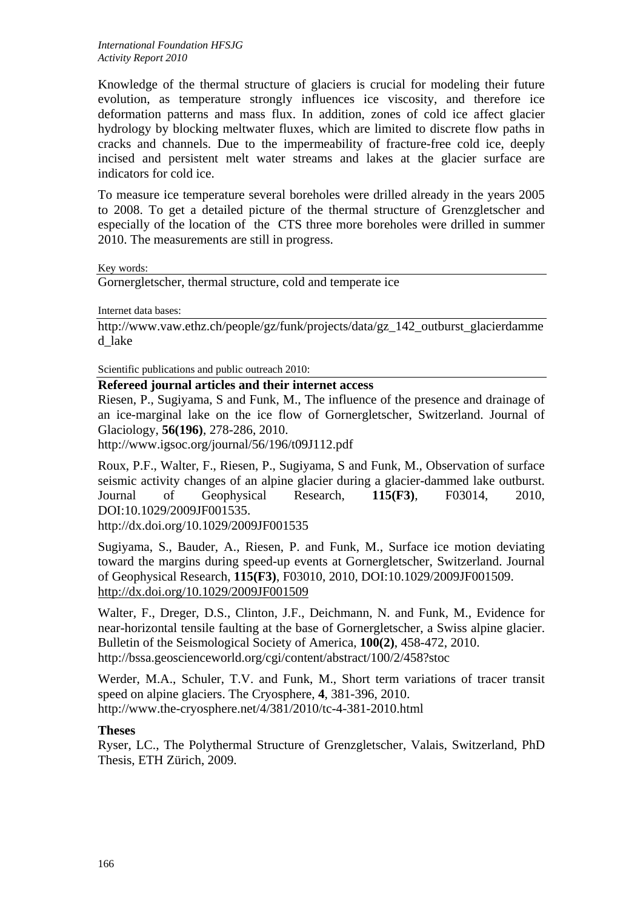Knowledge of the thermal structure of glaciers is crucial for modeling their future evolution, as temperature strongly influences ice viscosity, and therefore ice deformation patterns and mass flux. In addition, zones of cold ice affect glacier hydrology by blocking meltwater fluxes, which are limited to discrete flow paths in cracks and channels. Due to the impermeability of fracture-free cold ice, deeply incised and persistent melt water streams and lakes at the glacier surface are indicators for cold ice.

To measure ice temperature several boreholes were drilled already in the years 2005 to 2008. To get a detailed picture of the thermal structure of Grenzgletscher and especially of the location of the CTS three more boreholes were drilled in summer 2010. The measurements are still in progress.

Key words:

Gornergletscher, thermal structure, cold and temperate ice

Internet data bases:

http://www.vaw.ethz.ch/people/gz/funk/projects/data/gz_142_outburst_glacierdammed_lake

Scientific publications and public outreach 2010:

**Refereed journal articles and their internet access**

Riesen, P., Sugiyama, S and Funk, M., The influence of the presence and drainage of an ice-marginal lake on the ice flow of Gornergletscher, Switzerland. Journal of Glaciology, **56(196)**, 278-286, 2010.
http://www.igsoc.org/journal/56/196/t09J112.pdf

Roux, P.F., Walter, F., Riesen, P., Sugiyama, S and Funk, M., Observation of surface seismic activity changes of an alpine glacier during a glacier-dammed lake outburst. Journal of Geophysical Research, **115(F3)**, F03014, 2010, DOI:10.1029/2009JF001535.
http://dx.doi.org/10.1029/2009JF001535

Sugiyama, S., Bauder, A., Riesen, P. and Funk, M., Surface ice motion deviating toward the margins during speed-up events at Gornergletscher, Switzerland. Journal of Geophysical Research, **115(F3)**, F03010, 2010, DOI:10.1029/2009JF001509.
http://dx.doi.org/10.1029/2009JF001509

Walter, F., Dreger, D.S., Clinton, J.F., Deichmann, N. and Funk, M., Evidence for near-horizontal tensile faulting at the base of Gornergletscher, a Swiss alpine glacier. Bulletin of the Seismological Society of America, **100(2)**, 458-472, 2010.
http://bssa.geoscienceworld.org/cgi/content/abstract/100/2/458?stoc

Werder, M.A., Schuler, T.V. and Funk, M., Short term variations of tracer transit speed on alpine glaciers. The Cryosphere, **4**, 381-396, 2010.
http://www.the-cryosphere.net/4/381/2010/tc-4-381-2010.html

**Theses**

Ryser, LC., The Polythermal Structure of Grenzgletscher, Valais, Switzerland, PhD Thesis, ETH Zürich, 2009.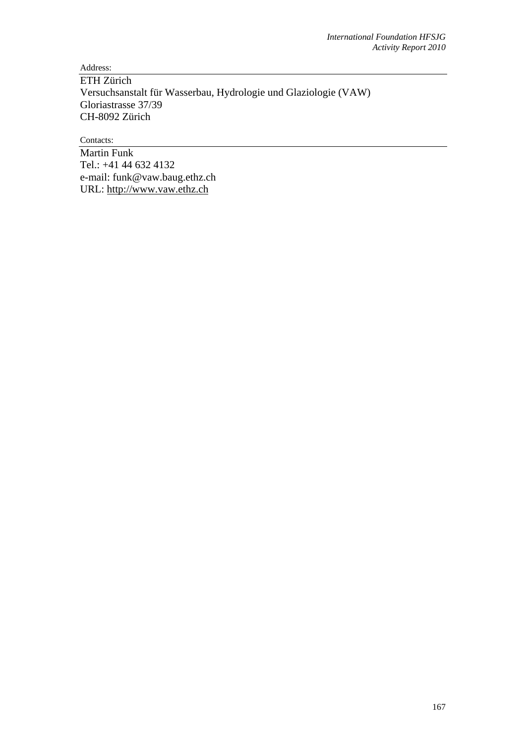Address:

ETH Zürich
Versuchsanstalt für Wasserbau, Hydrologie und Glaziologie (VAW)
Gloriastrasse 37/39
CH-8092 Zürich

Contacts:

Martin Funk
Tel.: +41 44 632 4132
e-mail: funk@vaw.baug.ethz.ch
URL: http://www.vaw.ethz.ch